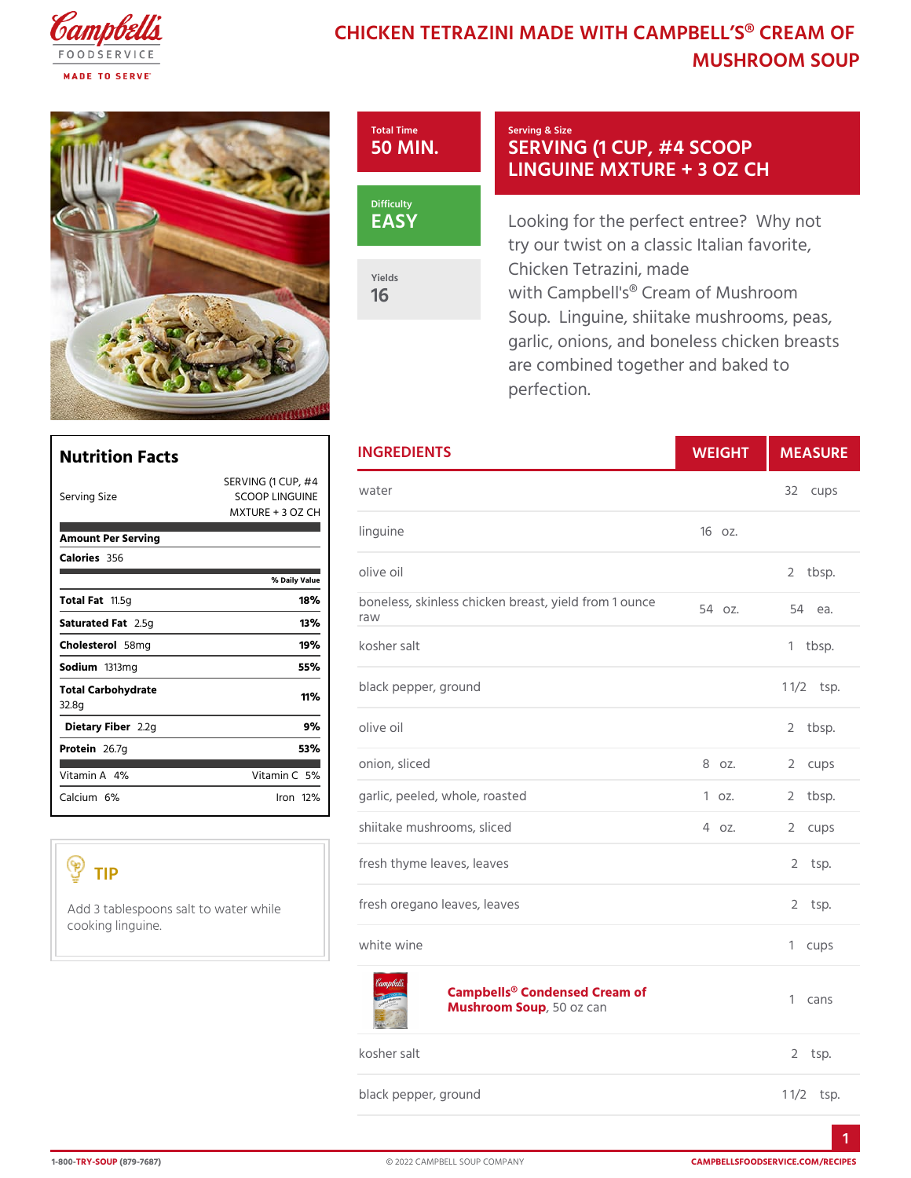# CHICKEN TETRAZINI MADE WITH CAMPBELL'S® CREAM OF MUSHROOM SOUP

**Total Time**
50 MIN.

**Serving & Size**
SERVING (1 CUP, #4 SCOOP LINGUINE MXTURE + 3 OZ CH

**Difficulty**
EASY

**Yields**
16

Looking for the perfect entree? Why not try our twist on a classic Italian favorite, Chicken Tetrazini, made with Campbell's® Cream of Mushroom Soup. Linguine, shiitake mushrooms, peas, garlic, onions, and boneless chicken breasts are combined together and baked to perfection.

## Nutrition Facts

| Serving Size | SERVING (1 CUP, #4 SCOOP LINGUINE MXTURE + 3 OZ CH |
|---|---|
| **Amount Per Serving** | |
| **Calories** 356 | |
| | % Daily Value |
| **Total Fat** 11.5g | 18% |
| **Saturated Fat** 2.5g | 13% |
| **Cholesterol** 58mg | 19% |
| **Sodium** 1313mg | 55% |
| **Total Carbohydrate** 32.8g | 11% |
| **Dietary Fiber** 2.2g | 9% |
| **Protein** 26.7g | 53% |
| Vitamin A 4% | Vitamin C 5% |
| Calcium 6% | Iron 12% |

### TIP

Add 3 tablespoons salt to water while cooking linguine.

## INGREDIENTS

| INGREDIENTS | WEIGHT | MEASURE |
|---|---|---|
| water | | 32 cups |
| linguine | 16 oz. | |
| olive oil | | 2 tbsp. |
| boneless, skinless chicken breast, yield from 1 ounce raw | 54 oz. | 54 ea. |
| kosher salt | | 1 tbsp. |
| black pepper, ground | | 1 1/2 tsp. |
| olive oil | | 2 tbsp. |
| onion, sliced | 8 oz. | 2 cups |
| garlic, peeled, whole, roasted | 1 oz. | 2 tbsp. |
| shiitake mushrooms, sliced | 4 oz. | 2 cups |
| fresh thyme leaves, leaves | | 2 tsp. |
| fresh oregano leaves, leaves | | 2 tsp. |
| white wine | | 1 cups |
| **Campbells® Condensed Cream of Mushroom Soup**, 50 oz can | | 1 cans |
| kosher salt | | 2 tsp. |
| black pepper, ground | | 1 1/2 tsp. |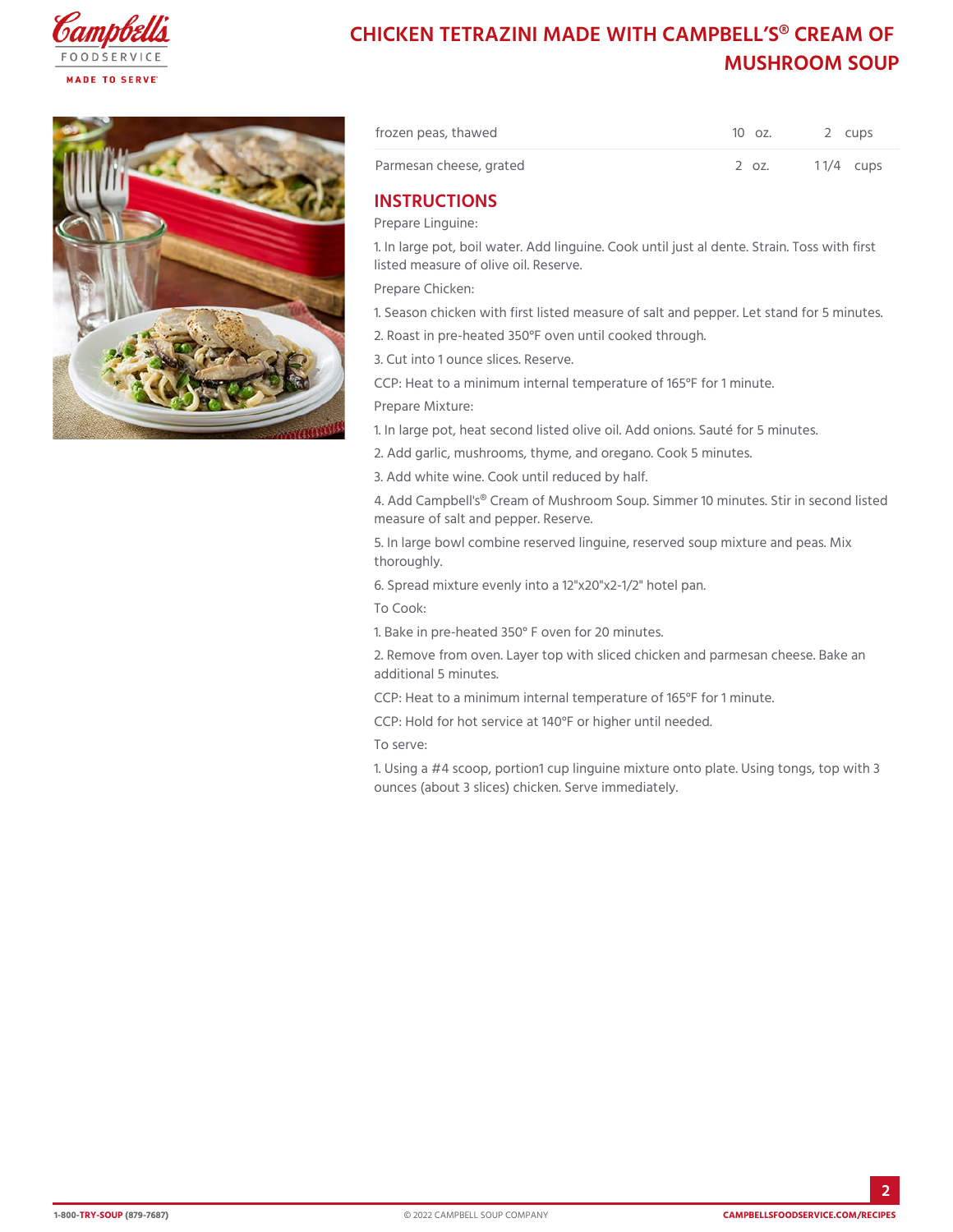| | | | | |
|---|---|---|---|---|
| frozen peas, thawed | 10 | oz. | 2 | cups |
| Parmesan cheese, grated | 2 | oz. | 1 1/4 | cups |

## INSTRUCTIONS

Prepare Linguine:

1. In large pot, boil water. Add linguine. Cook until just al dente. Strain. Toss with first listed measure of olive oil. Reserve.

Prepare Chicken:

1. Season chicken with first listed measure of salt and pepper. Let stand for 5 minutes.
2. Roast in pre-heated 350°F oven until cooked through.
3. Cut into 1 ounce slices. Reserve.

CCP: Heat to a minimum internal temperature of 165°F for 1 minute.

Prepare Mixture:

1. In large pot, heat second listed olive oil. Add onions. Sauté for 5 minutes.
2. Add garlic, mushrooms, thyme, and oregano. Cook 5 minutes.
3. Add white wine. Cook until reduced by half.
4. Add Campbell's® Cream of Mushroom Soup. Simmer 10 minutes. Stir in second listed measure of salt and pepper. Reserve.
5. In large bowl combine reserved linguine, reserved soup mixture and peas. Mix thoroughly.
6. Spread mixture evenly into a 12"x20"x2-1/2" hotel pan.

To Cook:

1. Bake in pre-heated 350° F oven for 20 minutes.
2. Remove from oven. Layer top with sliced chicken and parmesan cheese. Bake an additional 5 minutes.

CCP: Heat to a minimum internal temperature of 165°F for 1 minute.

CCP: Hold for hot service at 140°F or higher until needed.

To serve:

1. Using a #4 scoop, portion1 cup linguine mixture onto plate. Using tongs, top with 3 ounces (about 3 slices) chicken. Serve immediately.